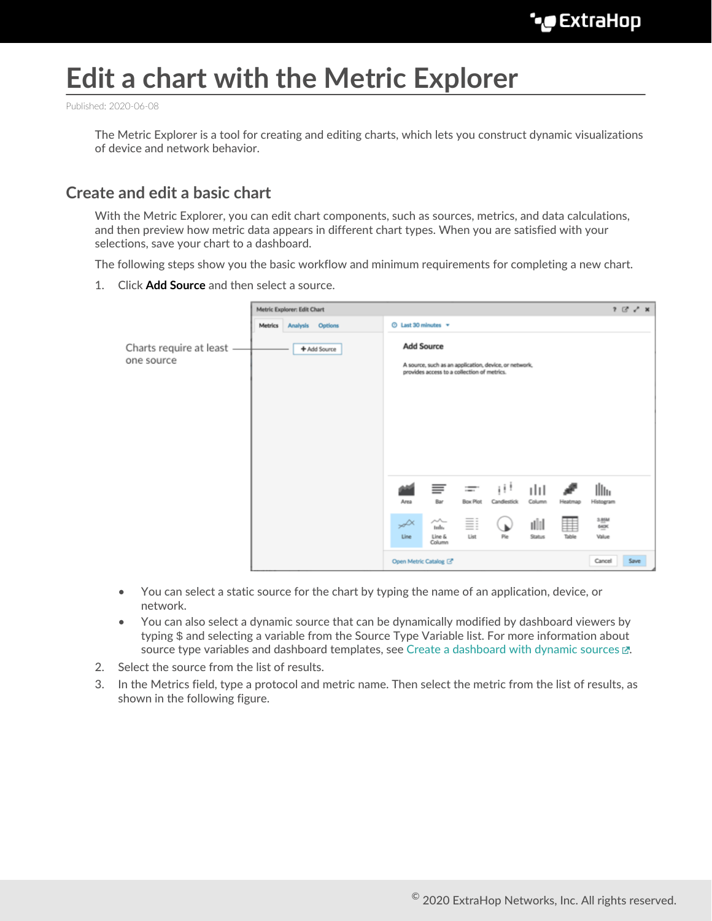# Edit a chart with the Metric Explorer

Published: 2020-06-08

The Metric Explorer is a tool for creating and editing charts, which lets you construct dynamic visualizations of device and network behavior.

## Create and edit a basic chart

With the Metric Explorer, you can edit chart components, such as sources, metrics, and data calculations, and then preview how metric data appears in different chart types. When you are satisfied with your selections, save your chart to a dashboard.

The following steps show you the basic workflow and minimum requirements for completing a new chart.

1. Click **Add Source** and then select a source.

   - You can select a static source for the chart by typing the name of an application, device, or network.
   - You can also select a dynamic source that can be dynamically modified by dashboard viewers by typing $ and selecting a variable from the Source Type Variable list. For more information about source type variables and dashboard templates, see Create a dashboard with dynamic sources.
2. Select the source from the list of results.
3. In the Metrics field, type a protocol and metric name. Then select the metric from the list of results, as shown in the following figure.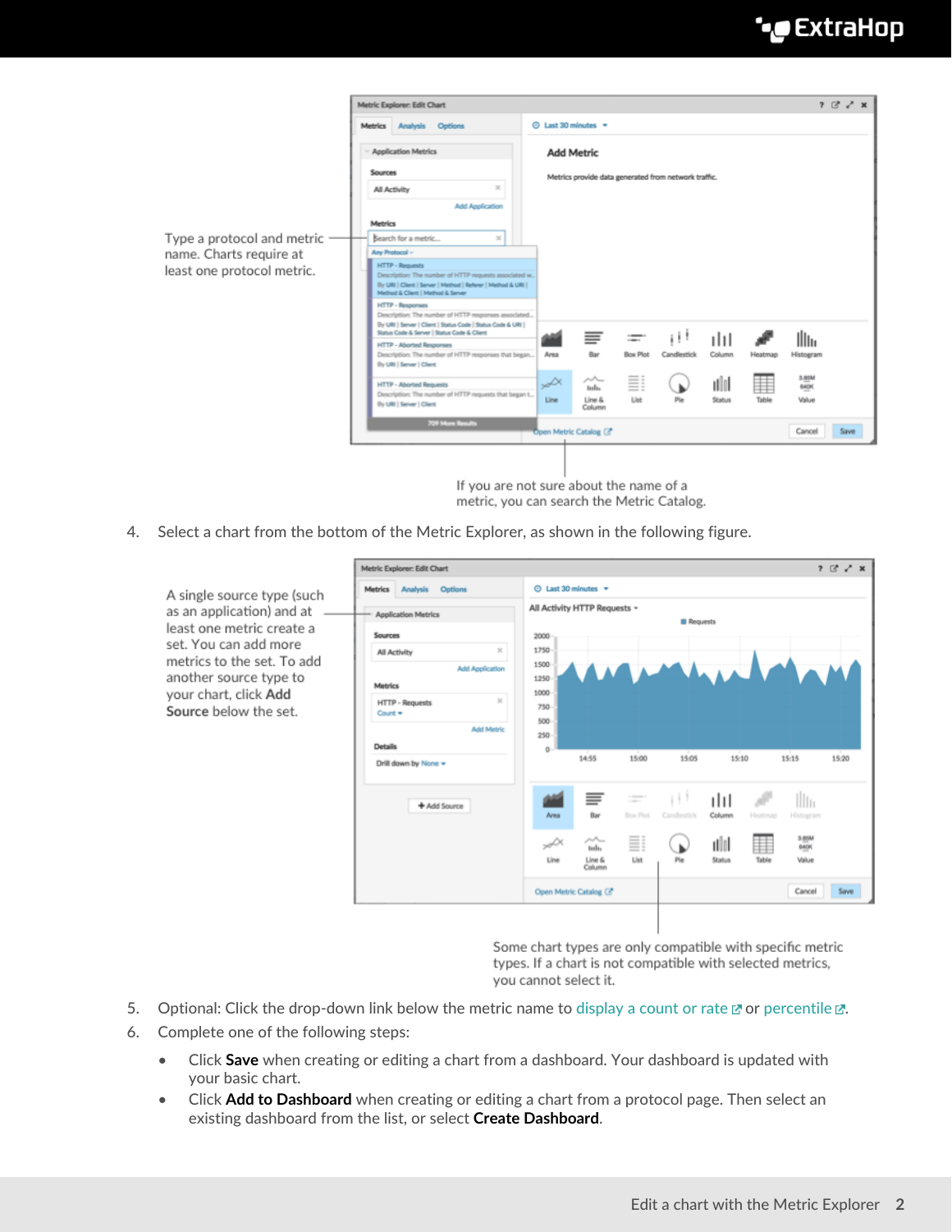Type a protocol and metric name. Charts require at least one protocol metric.

If you are not sure about the name of a metric, you can search the Metric Catalog.

4. Select a chart from the bottom of the Metric Explorer, as shown in the following figure.

A single source type (such as an application) and at least one metric create a set. You can add more metrics to the set. To add another source type to your chart, click **Add Source** below the set.

Some chart types are only compatible with specific metric types. If a chart is not compatible with selected metrics, you cannot select it.

5. Optional: Click the drop-down link below the metric name to display a count or rate or percentile.
6. Complete one of the following steps:
   - Click **Save** when creating or editing a chart from a dashboard. Your dashboard is updated with your basic chart.
   - Click **Add to Dashboard** when creating or editing a chart from a protocol page. Then select an existing dashboard from the list, or select **Create Dashboard**.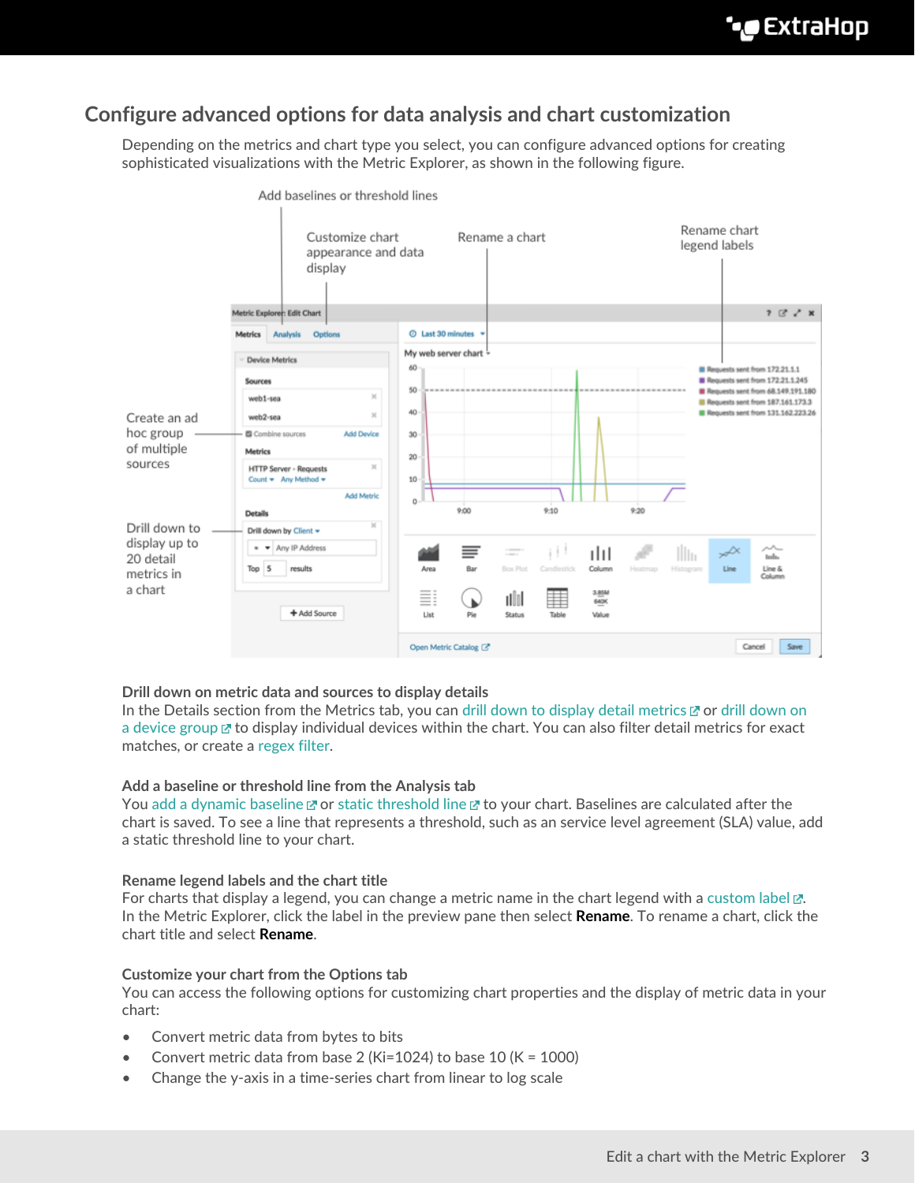## Configure advanced options for data analysis and chart customization

Depending on the metrics and chart type you select, you can configure advanced options for creating sophisticated visualizations with the Metric Explorer, as shown in the following figure.

### Drill down on metric data and sources to display details

In the Details section from the Metrics tab, you can drill down to display detail metrics or drill down on a device group to display individual devices within the chart. You can also filter detail metrics for exact matches, or create a regex filter.

### Add a baseline or threshold line from the Analysis tab

You add a dynamic baseline or static threshold line to your chart. Baselines are calculated after the chart is saved. To see a line that represents a threshold, such as an service level agreement (SLA) value, add a static threshold line to your chart.

### Rename legend labels and the chart title

For charts that display a legend, you can change a metric name in the chart legend with a custom label. In the Metric Explorer, click the label in the preview pane then select **Rename**. To rename a chart, click the chart title and select **Rename**.

### Customize your chart from the Options tab

You can access the following options for customizing chart properties and the display of metric data in your chart:

- Convert metric data from bytes to bits
- Convert metric data from base 2 (Ki=1024) to base 10 (K = 1000)
- Change the y-axis in a time-series chart from linear to log scale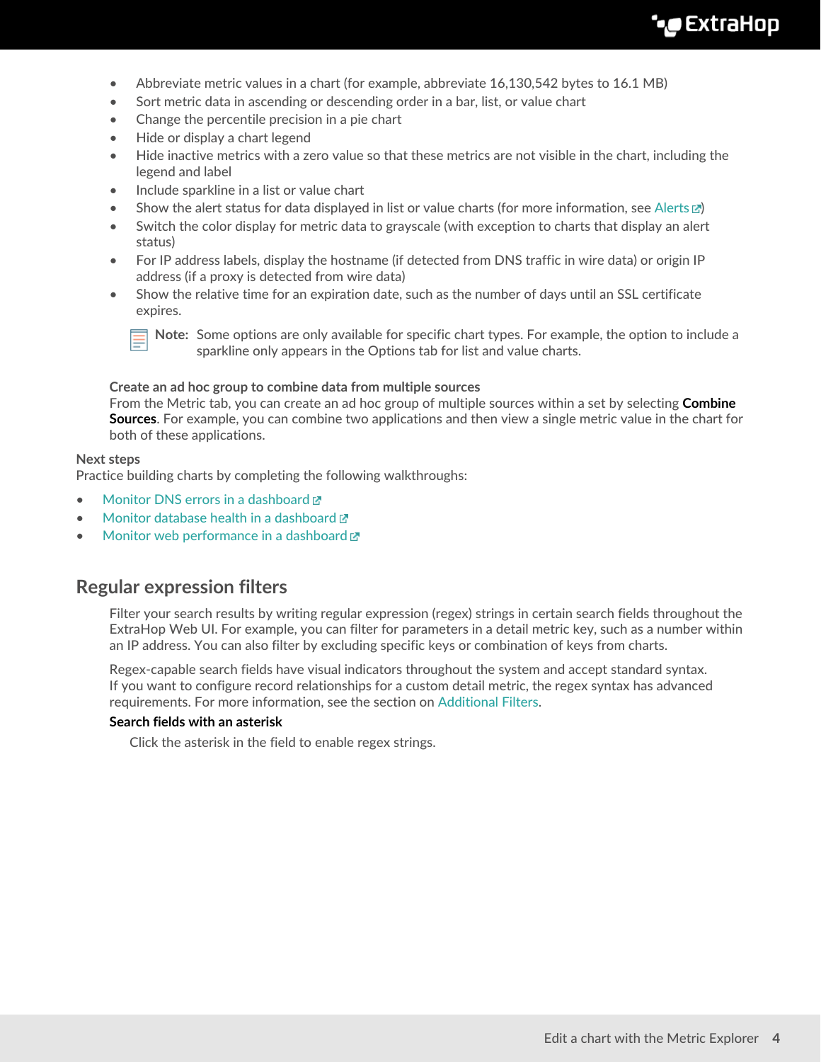- Abbreviate metric values in a chart (for example, abbreviate 16,130,542 bytes to 16.1 MB)
- Sort metric data in ascending or descending order in a bar, list, or value chart
- Change the percentile precision in a pie chart
- Hide or display a chart legend
- Hide inactive metrics with a zero value so that these metrics are not visible in the chart, including the legend and label
- Include sparkline in a list or value chart
- Show the alert status for data displayed in list or value charts (for more information, see Alerts)
- Switch the color display for metric data to grayscale (with exception to charts that display an alert status)
- For IP address labels, display the hostname (if detected from DNS traffic in wire data) or origin IP address (if a proxy is detected from wire data)
- Show the relative time for an expiration date, such as the number of days until an SSL certificate expires.

> **Note:** Some options are only available for specific chart types. For example, the option to include a sparkline only appears in the Options tab for list and value charts.

**Create an ad hoc group to combine data from multiple sources**

From the Metric tab, you can create an ad hoc group of multiple sources within a set by selecting **Combine Sources**. For example, you can combine two applications and then view a single metric value in the chart for both of these applications.

**Next steps**

Practice building charts by completing the following walkthroughs:

- Monitor DNS errors in a dashboard
- Monitor database health in a dashboard
- Monitor web performance in a dashboard

## Regular expression filters

Filter your search results by writing regular expression (regex) strings in certain search fields throughout the ExtraHop Web UI. For example, you can filter for parameters in a detail metric key, such as a number within an IP address. You can also filter by excluding specific keys or combination of keys from charts.

Regex-capable search fields have visual indicators throughout the system and accept standard syntax. If you want to configure record relationships for a custom detail metric, the regex syntax has advanced requirements. For more information, see the section on Additional Filters.

**Search fields with an asterisk**

Click the asterisk in the field to enable regex strings.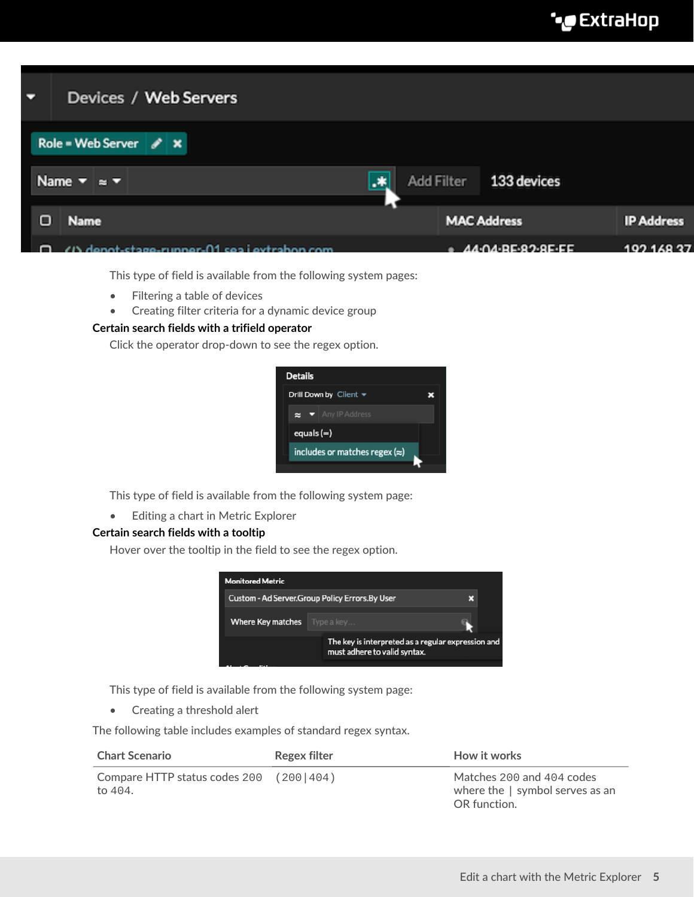This type of field is available from the following system pages:

- Filtering a table of devices
- Creating filter criteria for a dynamic device group

**Certain search fields with a trifield operator**

Click the operator drop-down to see the regex option.

This type of field is available from the following system page:

- Editing a chart in Metric Explorer

**Certain search fields with a tooltip**

Hover over the tooltip in the field to see the regex option.

This type of field is available from the following system page:

- Creating a threshold alert

The following table includes examples of standard regex syntax.

| Chart Scenario | Regex filter | How it works |
| --- | --- | --- |
| Compare HTTP status codes `200` to `404`. | `(200|404)` | Matches `200` and `404` codes where the `|` symbol serves as an OR function. |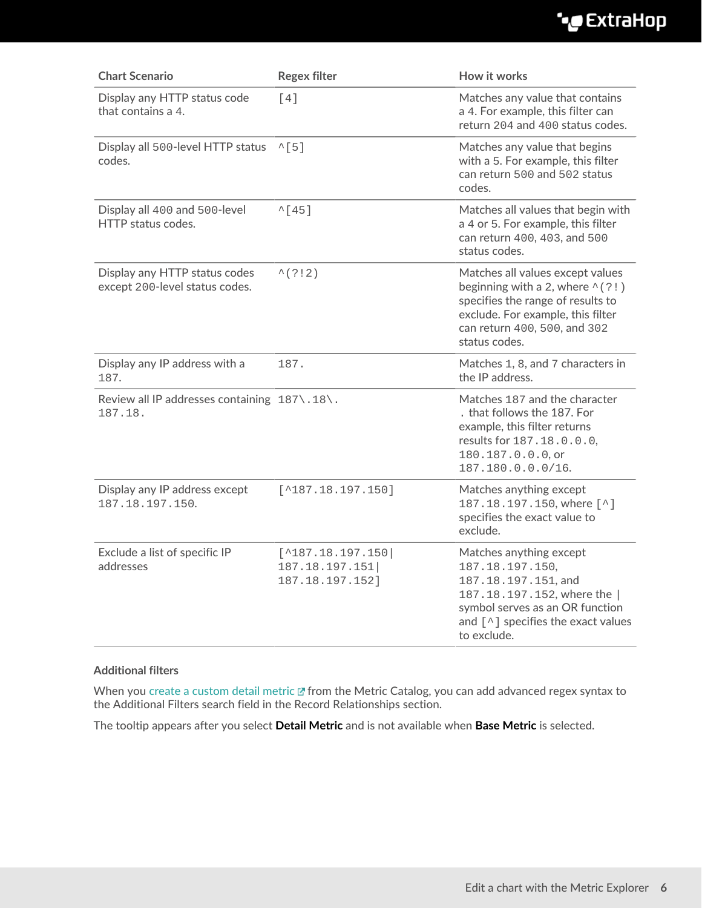| Chart Scenario | Regex filter | How it works |
| --- | --- | --- |
| Display any HTTP status code that contains a 4. | `[4]` | Matches any value that contains a 4. For example, this filter can return `204` and `400` status codes. |
| Display all `500`-level HTTP status codes. | `^[5]` | Matches any value that begins with a 5. For example, this filter can return `500` and `502` status codes. |
| Display all `400` and `500`-level HTTP status codes. | `^[45]` | Matches all values that begin with a 4 or 5. For example, this filter can return `400`, `403`, and `500` status codes. |
| Display any HTTP status codes except `200`-level status codes. | `^(?!2)` | Matches all values except values beginning with a 2, where `^(?!)` specifies the range of results to exclude. For example, this filter can return `400`, `500`, and `302` status codes. |
| Display any IP address with a `187`. | `187.` | Matches `1`, `8`, and `7` characters in the IP address. |
| Review all IP addresses containing `187.18.` | `187\.18\.` | Matches `187` and the character `.` that follows the `187`. For example, this filter returns results for `187.18.0.0.0`, `180.187.0.0.0`, or `187.180.0.0.0/16`. |
| Display any IP address except `187.18.197.150`. | `[^187.18.197.150]` | Matches anything except `187.18.197.150`, where `[^]` specifies the exact value to exclude. |
| Exclude a list of specific IP addresses | `[^187.18.197.150\|187.18.197.151\|187.18.197.152]` | Matches anything except `187.18.197.150`, `187.18.197.151`, and `187.18.197.152`, where the `\|` symbol serves as an OR function and `[^]` specifies the exact values to exclude. |

### Additional filters

When you create a custom detail metric from the Metric Catalog, you can add advanced regex syntax to the Additional Filters search field in the Record Relationships section.

The tooltip appears after you select **Detail Metric** and is not available when **Base Metric** is selected.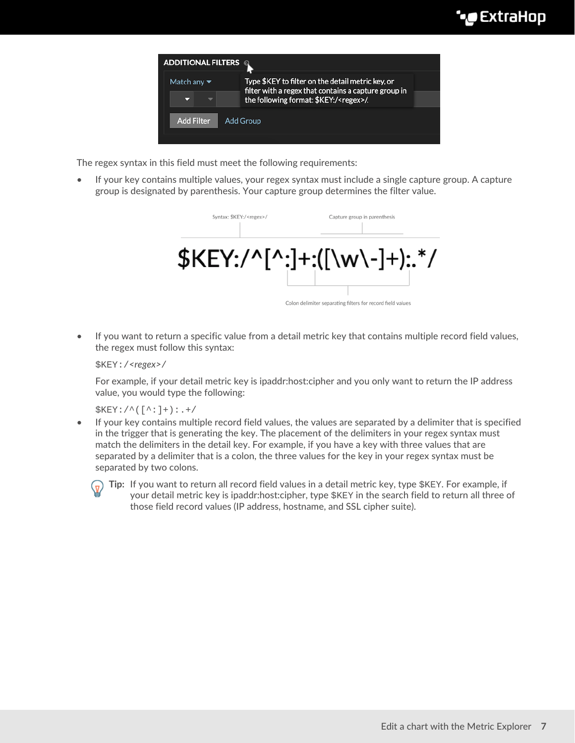The regex syntax in this field must meet the following requirements:

- If your key contains multiple values, your regex syntax must include a single capture group. A capture group is designated by parenthesis. Your capture group determines the filter value.

- If you want to return a specific value from a detail metric key that contains multiple record field values, the regex must follow this syntax:

  `$KEY:/<regex>/`

  For example, if your detail metric key is ipaddr:host:cipher and you only want to return the IP address value, you would type the following:

  `$KEY:/^([^:]+):.+/`

- If your key contains multiple record field values, the values are separated by a delimiter that is specified in the trigger that is generating the key. The placement of the delimiters in your regex syntax must match the delimiters in the detail key. For example, if you have a key with three values that are separated by a delimiter that is a colon, the three values for the key in your regex syntax must be separated by two colons.

  **Tip:** If you want to return all record field values in a detail metric key, type $KEY. For example, if your detail metric key is ipaddr:host:cipher, type $KEY in the search field to return all three of those field record values (IP address, hostname, and SSL cipher suite).